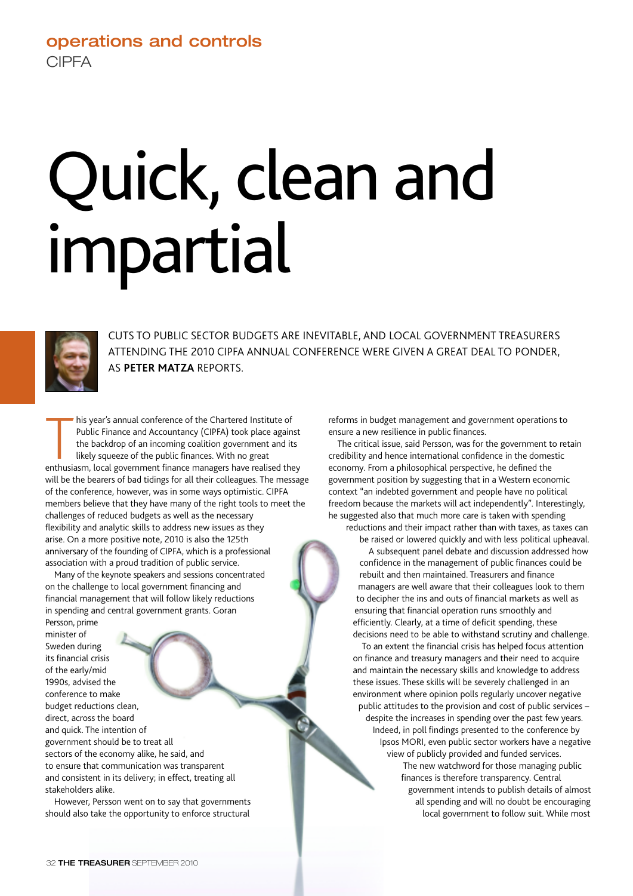operations and controls
CIPFA

# Quick, clean and impartial

CUTS TO PUBLIC SECTOR BUDGETS ARE INEVITABLE, AND LOCAL GOVERNMENT TREASURERS ATTENDING THE 2010 CIPFA ANNUAL CONFERENCE WERE GIVEN A GREAT DEAL TO PONDER, AS **PETER MATZA** REPORTS.

This year's annual conference of the Chartered Institute of Public Finance and Accountancy (CIPFA) took place against the backdrop of an incoming coalition government and its likely squeeze of the public finances. With no great enthusiasm, local government finance managers have realised they will be the bearers of bad tidings for all their colleagues. The message of the conference, however, was in some ways optimistic. CIPFA members believe that they have many of the right tools to meet the challenges of reduced budgets as well as the necessary flexibility and analytic skills to address new issues as they arise. On a more positive note, 2010 is also the 125th anniversary of the founding of CIPFA, which is a professional association with a proud tradition of public service.

Many of the keynote speakers and sessions concentrated on the challenge to local government financing and financial management that will follow likely reductions in spending and central government grants. Goran Persson, prime minister of Sweden during its financial crisis of the early/mid 1990s, advised the conference to make budget reductions clean, direct, across the board and quick. The intention of government should be to treat all sectors of the economy alike, he said, and to ensure that communication was transparent and consistent in its delivery; in effect, treating all stakeholders alike.

However, Persson went on to say that governments should also take the opportunity to enforce structural reforms in budget management and government operations to ensure a new resilience in public finances.

The critical issue, said Persson, was for the government to retain credibility and hence international confidence in the domestic economy. From a philosophical perspective, he defined the government position by suggesting that in a Western economic context "an indebted government and people have no political freedom because the markets will act independently". Interestingly, he suggested also that much more care is taken with spending reductions and their impact rather than with taxes, as taxes can be raised or lowered quickly and with less political upheaval.

A subsequent panel debate and discussion addressed how confidence in the management of public finances could be rebuilt and then maintained. Treasurers and finance managers are well aware that their colleagues look to them to decipher the ins and outs of financial markets as well as ensuring that financial operation runs smoothly and efficiently. Clearly, at a time of deficit spending, these decisions need to be able to withstand scrutiny and challenge.

To an extent the financial crisis has helped focus attention on finance and treasury managers and their need to acquire and maintain the necessary skills and knowledge to address these issues. These skills will be severely challenged in an environment where opinion polls regularly uncover negative public attitudes to the provision and cost of public services – despite the increases in spending over the past few years. Indeed, in poll findings presented to the conference by Ipsos MORI, even public sector workers have a negative view of publicly provided and funded services.

The new watchword for those managing public finances is therefore transparency. Central government intends to publish details of almost all spending and will no doubt be encouraging local government to follow suit. While most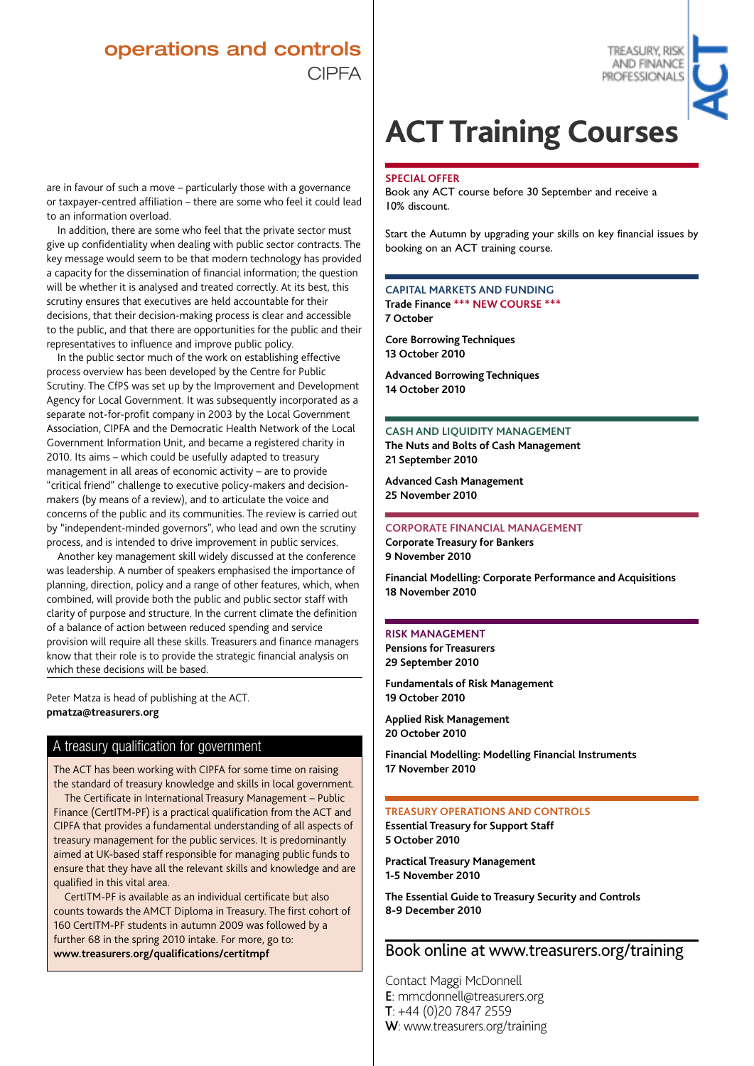# operations and controls

CIPFA

are in favour of such a move – particularly those with a governance or taxpayer-centred affiliation – there are some who feel it could lead to an information overload.

In addition, there are some who feel that the private sector must give up confidentiality when dealing with public sector contracts. The key message would seem to be that modern technology has provided a capacity for the dissemination of financial information; the question will be whether it is analysed and treated correctly. At its best, this scrutiny ensures that executives are held accountable for their decisions, that their decision-making process is clear and accessible to the public, and that there are opportunities for the public and their representatives to influence and improve public policy.

In the public sector much of the work on establishing effective process overview has been developed by the Centre for Public Scrutiny. The CfPS was set up by the Improvement and Development Agency for Local Government. It was subsequently incorporated as a separate not-for-profit company in 2003 by the Local Government Association, CIPFA and the Democratic Health Network of the Local Government Information Unit, and became a registered charity in 2010. Its aims – which could be usefully adapted to treasury management in all areas of economic activity – are to provide "critical friend" challenge to executive policy-makers and decision-makers (by means of a review), and to articulate the voice and concerns of the public and its communities. The review is carried out by "independent-minded governors", who lead and own the scrutiny process, and is intended to drive improvement in public services.

Another key management skill widely discussed at the conference was leadership. A number of speakers emphasised the importance of planning, direction, policy and a range of other features, which, when combined, will provide both the public and public sector staff with clarity of purpose and structure. In the current climate the definition of a balance of action between reduced spending and service provision will require all these skills. Treasurers and finance managers know that their role is to provide the strategic financial analysis on which these decisions will be based.

Peter Matza is head of publishing at the ACT.
**pmatza@treasurers.org**

## A treasury qualification for government

The ACT has been working with CIPFA for some time on raising the standard of treasury knowledge and skills in local government.

The Certificate in International Treasury Management – Public Finance (CertITM-PF) is a practical qualification from the ACT and CIPFA that provides a fundamental understanding of all aspects of treasury management for the public services. It is predominantly aimed at UK-based staff responsible for managing public funds to ensure that they have all the relevant skills and knowledge and are qualified in this vital area.

CertITM-PF is available as an individual certificate but also counts towards the AMCT Diploma in Treasury. The first cohort of 160 CertITM-PF students in autumn 2009 was followed by a further 68 in the spring 2010 intake. For more, go to: **www.treasurers.org/qualifications/certitmpf**

---

TREASURY, RISK AND FINANCE PROFESSIONALS
ACT

# ACT Training Courses

**SPECIAL OFFER**
Book any ACT course before 30 September and receive a 10% discount.

Start the Autumn by upgrading your skills on key financial issues by booking on an ACT training course.

### CAPITAL MARKETS AND FUNDING

**Trade Finance *** NEW COURSE *****
**7 October**

**Core Borrowing Techniques**
**13 October 2010**

**Advanced Borrowing Techniques**
**14 October 2010**

### CASH AND LIQUIDITY MANAGEMENT

**The Nuts and Bolts of Cash Management**
**21 September 2010**

**Advanced Cash Management**
**25 November 2010**

### CORPORATE FINANCIAL MANAGEMENT

**Corporate Treasury for Bankers**
**9 November 2010**

**Financial Modelling: Corporate Performance and Acquisitions**
**18 November 2010**

### RISK MANAGEMENT

**Pensions for Treasurers**
**29 September 2010**

**Fundamentals of Risk Management**
**19 October 2010**

**Applied Risk Management**
**20 October 2010**

**Financial Modelling: Modelling Financial Instruments**
**17 November 2010**

### TREASURY OPERATIONS AND CONTROLS

**Essential Treasury for Support Staff**
**5 October 2010**

**Practical Treasury Management**
**1-5 November 2010**

**The Essential Guide to Treasury Security and Controls**
**8-9 December 2010**

## Book online at www.treasurers.org/training

Contact Maggi McDonnell
**E**: mmcdonnell@treasurers.org
**T**: +44 (0)20 7847 2559
**W**: www.treasurers.org/training